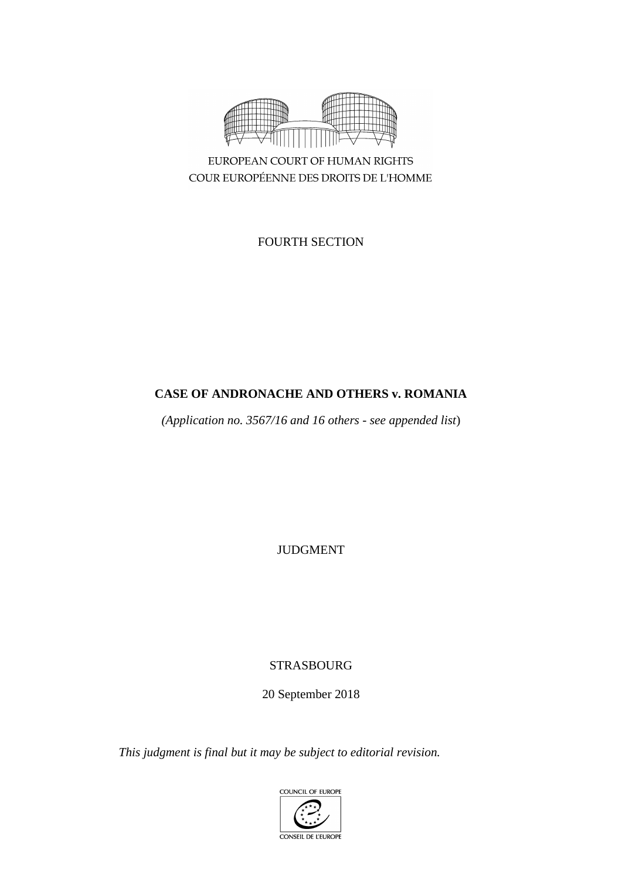EUROPEAN COURT OF HUMAN RIGHTS
COUR EUROPÉENNE DES DROITS DE L'HOMME

FOURTH SECTION

**CASE OF ANDRONACHE AND OTHERS v. ROMANIA**

*(Application no. 3567/16 and 16 others - see appended list)*

JUDGMENT

STRASBOURG

20 September 2018

*This judgment is final but it may be subject to editorial revision.*

COUNCIL OF EUROPE
CONSEIL DE L'EUROPE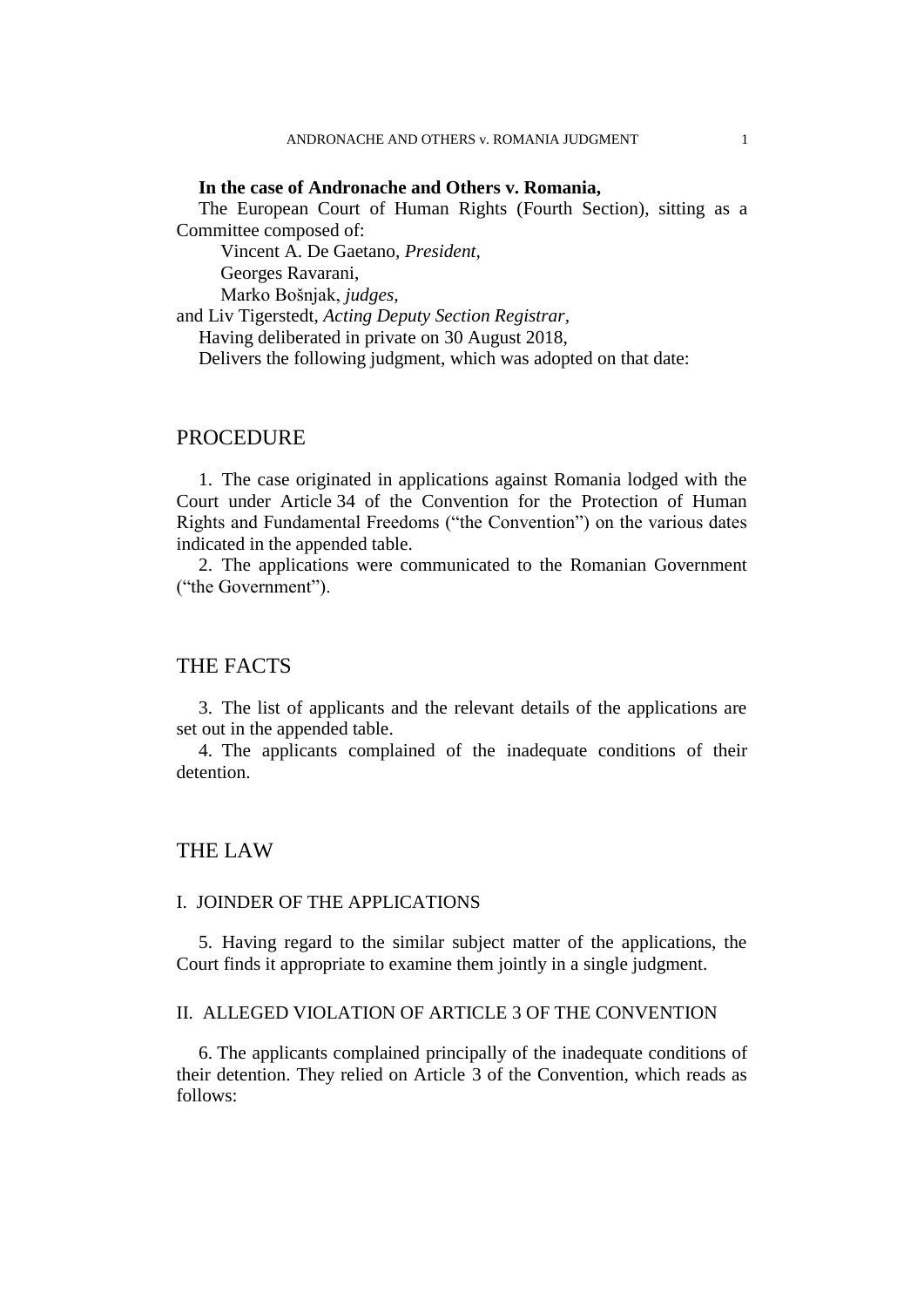**In the case of Andronache and Others v. Romania,**

The European Court of Human Rights (Fourth Section), sitting as a Committee composed of:

Vincent A. De Gaetano, *President,*
Georges Ravarani,
Marko Bošnjak, *judges,*
and Liv Tigerstedt, *Acting Deputy Section Registrar,*

Having deliberated in private on 30 August 2018,

Delivers the following judgment, which was adopted on that date:

## PROCEDURE

1. The case originated in applications against Romania lodged with the Court under Article 34 of the Convention for the Protection of Human Rights and Fundamental Freedoms ("the Convention") on the various dates indicated in the appended table.

2. The applications were communicated to the Romanian Government ("the Government").

## THE FACTS

3. The list of applicants and the relevant details of the applications are set out in the appended table.

4. The applicants complained of the inadequate conditions of their detention.

## THE LAW

### I. JOINDER OF THE APPLICATIONS

5. Having regard to the similar subject matter of the applications, the Court finds it appropriate to examine them jointly in a single judgment.

### II. ALLEGED VIOLATION OF ARTICLE 3 OF THE CONVENTION

6. The applicants complained principally of the inadequate conditions of their detention. They relied on Article 3 of the Convention, which reads as follows: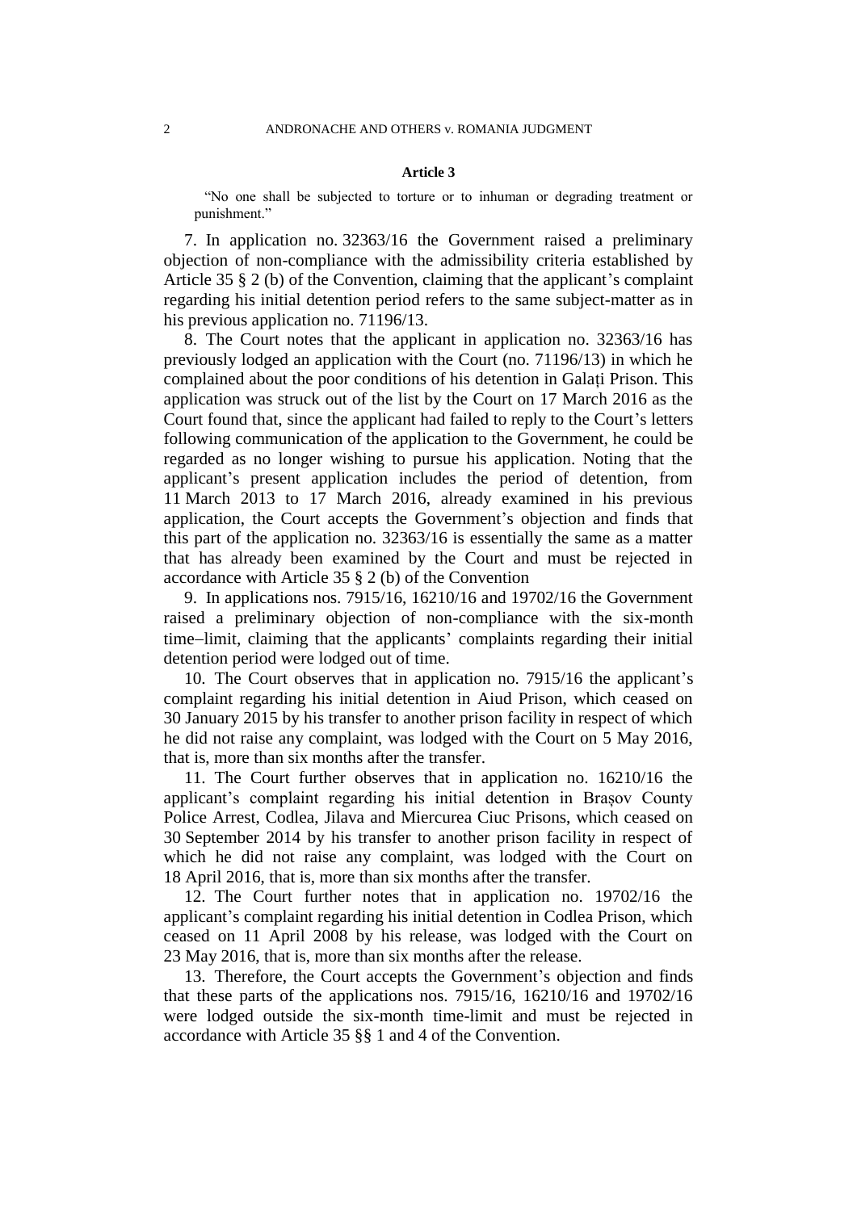**Article 3**

> "No one shall be subjected to torture or to inhuman or degrading treatment or punishment."

7. In application no. 32363/16 the Government raised a preliminary objection of non-compliance with the admissibility criteria established by Article 35 § 2 (b) of the Convention, claiming that the applicant's complaint regarding his initial detention period refers to the same subject-matter as in his previous application no. 71196/13.

8. The Court notes that the applicant in application no. 32363/16 has previously lodged an application with the Court (no. 71196/13) in which he complained about the poor conditions of his detention in Galați Prison. This application was struck out of the list by the Court on 17 March 2016 as the Court found that, since the applicant had failed to reply to the Court's letters following communication of the application to the Government, he could be regarded as no longer wishing to pursue his application. Noting that the applicant's present application includes the period of detention, from 11 March 2013 to 17 March 2016, already examined in his previous application, the Court accepts the Government's objection and finds that this part of the application no. 32363/16 is essentially the same as a matter that has already been examined by the Court and must be rejected in accordance with Article 35 § 2 (b) of the Convention

9. In applications nos. 7915/16, 16210/16 and 19702/16 the Government raised a preliminary objection of non-compliance with the six-month time–limit, claiming that the applicants' complaints regarding their initial detention period were lodged out of time.

10. The Court observes that in application no. 7915/16 the applicant's complaint regarding his initial detention in Aiud Prison, which ceased on 30 January 2015 by his transfer to another prison facility in respect of which he did not raise any complaint, was lodged with the Court on 5 May 2016, that is, more than six months after the transfer.

11. The Court further observes that in application no. 16210/16 the applicant's complaint regarding his initial detention in Brașov County Police Arrest, Codlea, Jilava and Miercurea Ciuc Prisons, which ceased on 30 September 2014 by his transfer to another prison facility in respect of which he did not raise any complaint, was lodged with the Court on 18 April 2016, that is, more than six months after the transfer.

12. The Court further notes that in application no. 19702/16 the applicant's complaint regarding his initial detention in Codlea Prison, which ceased on 11 April 2008 by his release, was lodged with the Court on 23 May 2016, that is, more than six months after the release.

13. Therefore, the Court accepts the Government's objection and finds that these parts of the applications nos. 7915/16, 16210/16 and 19702/16 were lodged outside the six-month time-limit and must be rejected in accordance with Article 35 §§ 1 and 4 of the Convention.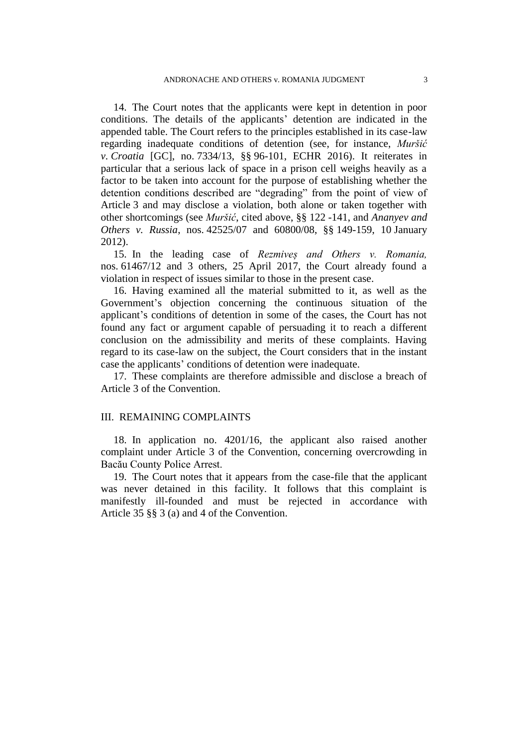14. The Court notes that the applicants were kept in detention in poor conditions. The details of the applicants' detention are indicated in the appended table. The Court refers to the principles established in its case-law regarding inadequate conditions of detention (see, for instance, *Muršić v. Croatia* [GC], no. 7334/13, §§ 96-101, ECHR 2016). It reiterates in particular that a serious lack of space in a prison cell weighs heavily as a factor to be taken into account for the purpose of establishing whether the detention conditions described are "degrading" from the point of view of Article 3 and may disclose a violation, both alone or taken together with other shortcomings (see *Muršić*, cited above, §§ 122 -141, and *Ananyev and Others v. Russia*, nos. 42525/07 and 60800/08, §§ 149-159, 10 January 2012).

15. In the leading case of *Rezmiveș and Others v. Romania,* nos. 61467/12 and 3 others, 25 April 2017, the Court already found a violation in respect of issues similar to those in the present case.

16. Having examined all the material submitted to it, as well as the Government's objection concerning the continuous situation of the applicant's conditions of detention in some of the cases, the Court has not found any fact or argument capable of persuading it to reach a different conclusion on the admissibility and merits of these complaints. Having regard to its case-law on the subject, the Court considers that in the instant case the applicants' conditions of detention were inadequate.

17. These complaints are therefore admissible and disclose a breach of Article 3 of the Convention.

## III. REMAINING COMPLAINTS

18. In application no. 4201/16, the applicant also raised another complaint under Article 3 of the Convention, concerning overcrowding in Bacău County Police Arrest.

19. The Court notes that it appears from the case-file that the applicant was never detained in this facility. It follows that this complaint is manifestly ill-founded and must be rejected in accordance with Article 35 §§ 3 (a) and 4 of the Convention.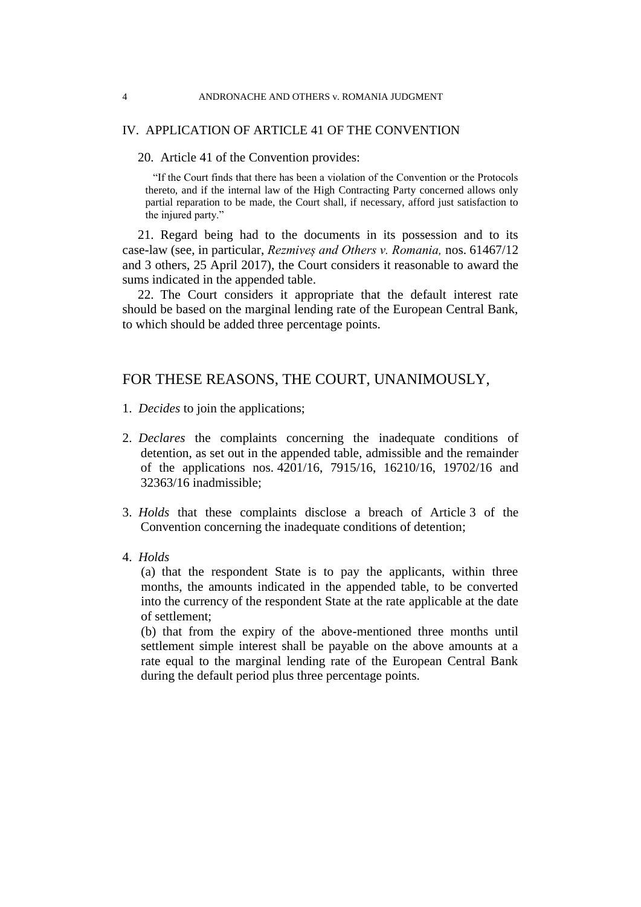## IV. APPLICATION OF ARTICLE 41 OF THE CONVENTION

20. Article 41 of the Convention provides:

> "If the Court finds that there has been a violation of the Convention or the Protocols thereto, and if the internal law of the High Contracting Party concerned allows only partial reparation to be made, the Court shall, if necessary, afford just satisfaction to the injured party."

21. Regard being had to the documents in its possession and to its case-law (see, in particular, *Rezmiveș and Others v. Romania,* nos. 61467/12 and 3 others, 25 April 2017), the Court considers it reasonable to award the sums indicated in the appended table.

22. The Court considers it appropriate that the default interest rate should be based on the marginal lending rate of the European Central Bank, to which should be added three percentage points.

## FOR THESE REASONS, THE COURT, UNANIMOUSLY,

1. *Decides* to join the applications;

2. *Declares* the complaints concerning the inadequate conditions of detention, as set out in the appended table, admissible and the remainder of the applications nos. 4201/16, 7915/16, 16210/16, 19702/16 and 32363/16 inadmissible;

3. *Holds* that these complaints disclose a breach of Article 3 of the Convention concerning the inadequate conditions of detention;

4. *Holds*

   (a) that the respondent State is to pay the applicants, within three months, the amounts indicated in the appended table, to be converted into the currency of the respondent State at the rate applicable at the date of settlement;

   (b) that from the expiry of the above-mentioned three months until settlement simple interest shall be payable on the above amounts at a rate equal to the marginal lending rate of the European Central Bank during the default period plus three percentage points.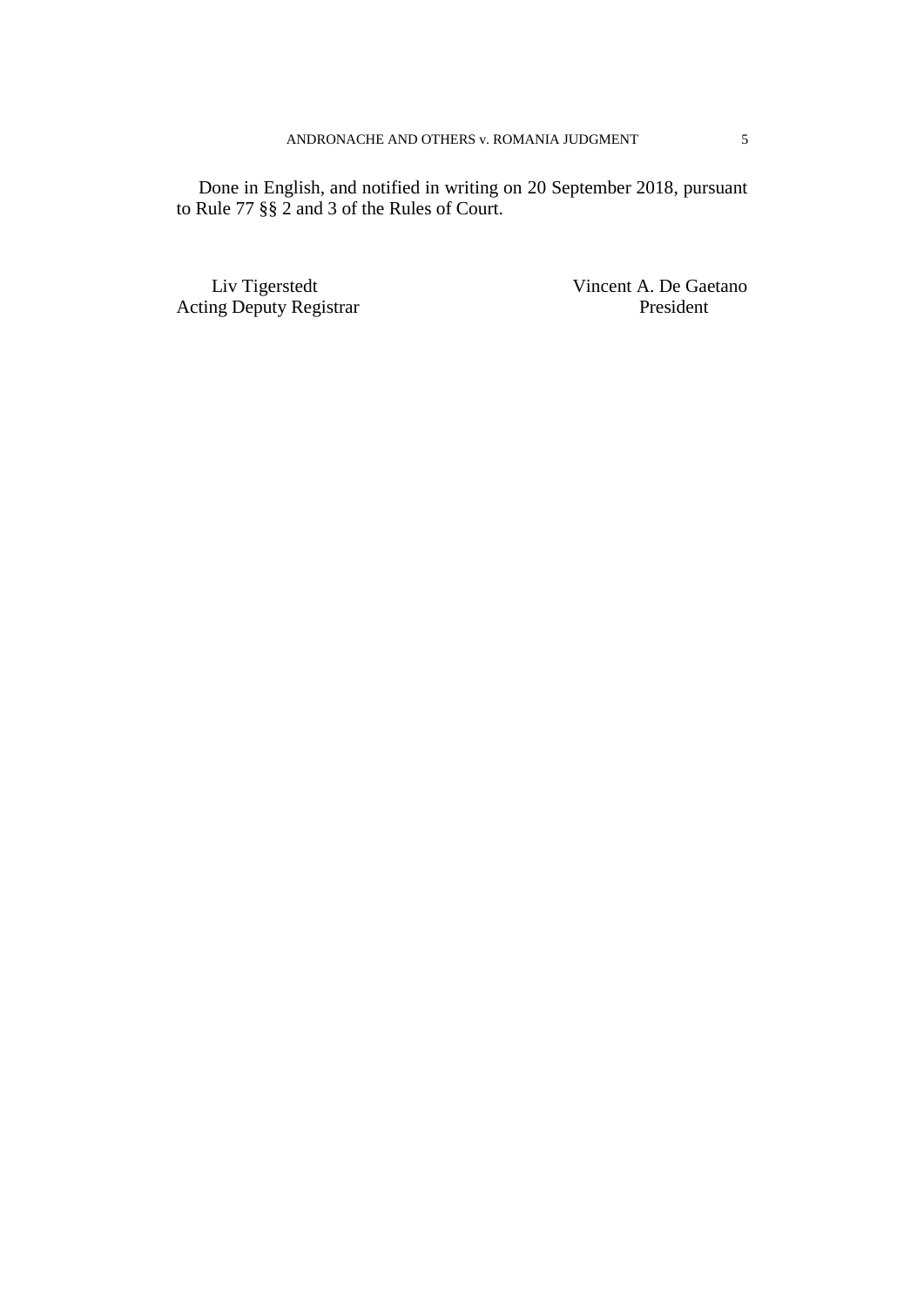Done in English, and notified in writing on 20 September 2018, pursuant to Rule 77 §§ 2 and 3 of the Rules of Court.

| Liv Tigerstedt | Vincent A. De Gaetano |
|---|---|
| Acting Deputy Registrar | President |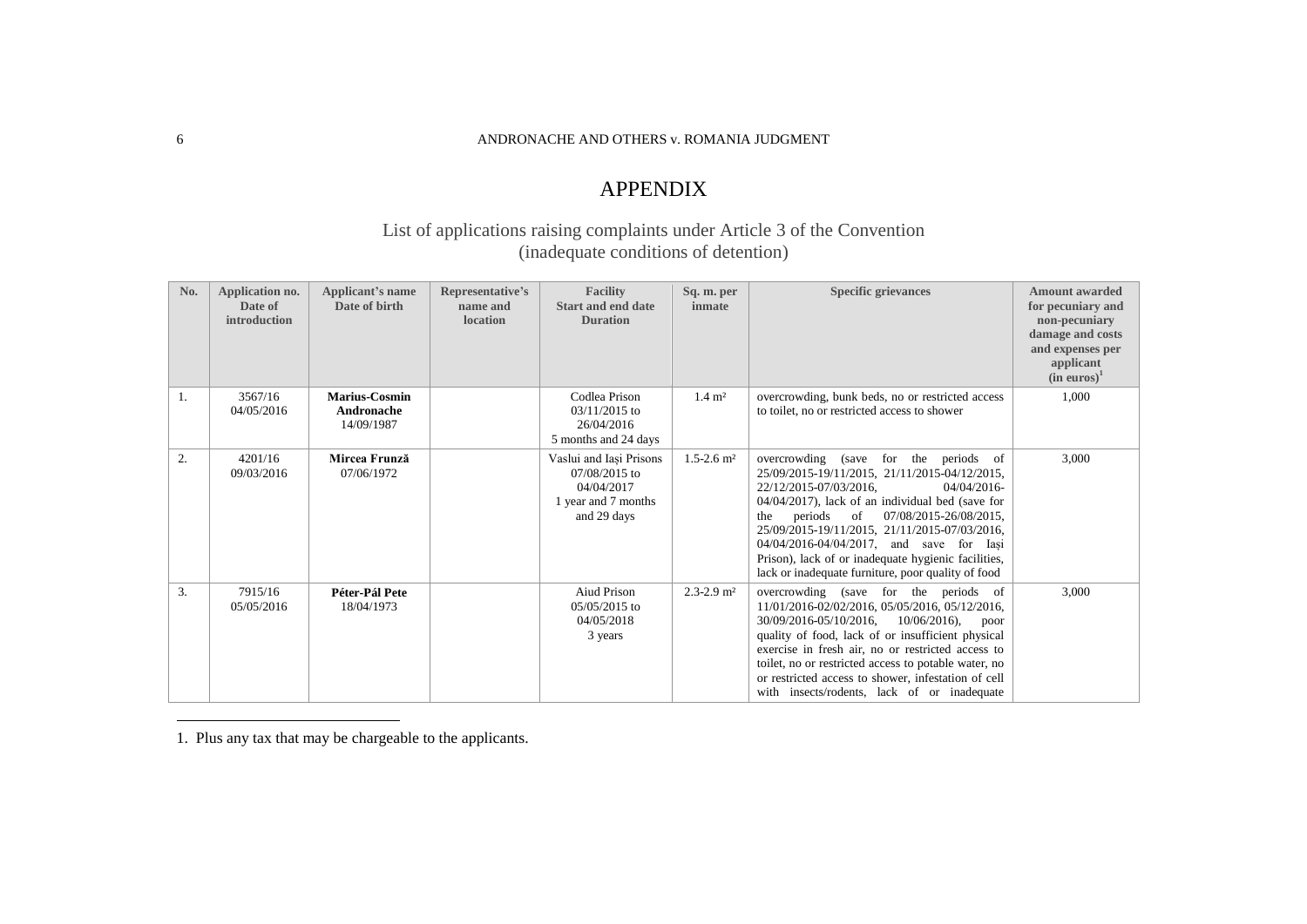# APPENDIX

## List of applications raising complaints under Article 3 of the Convention
## (inadequate conditions of detention)

| No. | Application no. Date of introduction | Applicant's name Date of birth | Representative's name and location | Facility Start and end date Duration | Sq. m. per inmate | Specific grievances | Amount awarded for pecuniary and non-pecuniary damage and costs and expenses per applicant (in euros)[1] |
|---|---|---|---|---|---|---|---|
| 1. | 3567/16 04/05/2016 | **Marius-Cosmin Andronache** 14/09/1987 | | Codlea Prison 03/11/2015 to 26/04/2016 5 months and 24 days | 1.4 m² | overcrowding, bunk beds, no or restricted access to toilet, no or restricted access to shower | 1,000 |
| 2. | 4201/16 09/03/2016 | **Mircea Frunză** 07/06/1972 | | Vaslui and Iași Prisons 07/08/2015 to 04/04/2017 1 year and 7 months and 29 days | 1.5-2.6 m² | overcrowding (save for the periods of 25/09/2015-19/11/2015, 21/11/2015-04/12/2015, 22/12/2015-07/03/2016, 04/04/2016-04/04/2017), lack of an individual bed (save for the periods of 07/08/2015-26/08/2015, 25/09/2015-19/11/2015, 21/11/2015-07/03/2016, 04/04/2016-04/04/2017, and save for Iași Prison), lack of or inadequate hygienic facilities, lack or inadequate furniture, poor quality of food | 3,000 |
| 3. | 7915/16 05/05/2016 | **Péter-Pál Pete** 18/04/1973 | | Aiud Prison 05/05/2015 to 04/05/2018 3 years | 2.3-2.9 m² | overcrowding (save for the periods of 11/01/2016-02/02/2016, 05/05/2016, 05/12/2016, 30/09/2016-05/10/2016, 10/06/2016), poor quality of food, lack of or insufficient physical exercise in fresh air, no or restricted access to toilet, no or restricted access to potable water, no or restricted access to shower, infestation of cell with insects/rodents, lack of or inadequate | 3,000 |

1. Plus any tax that may be chargeable to the applicants.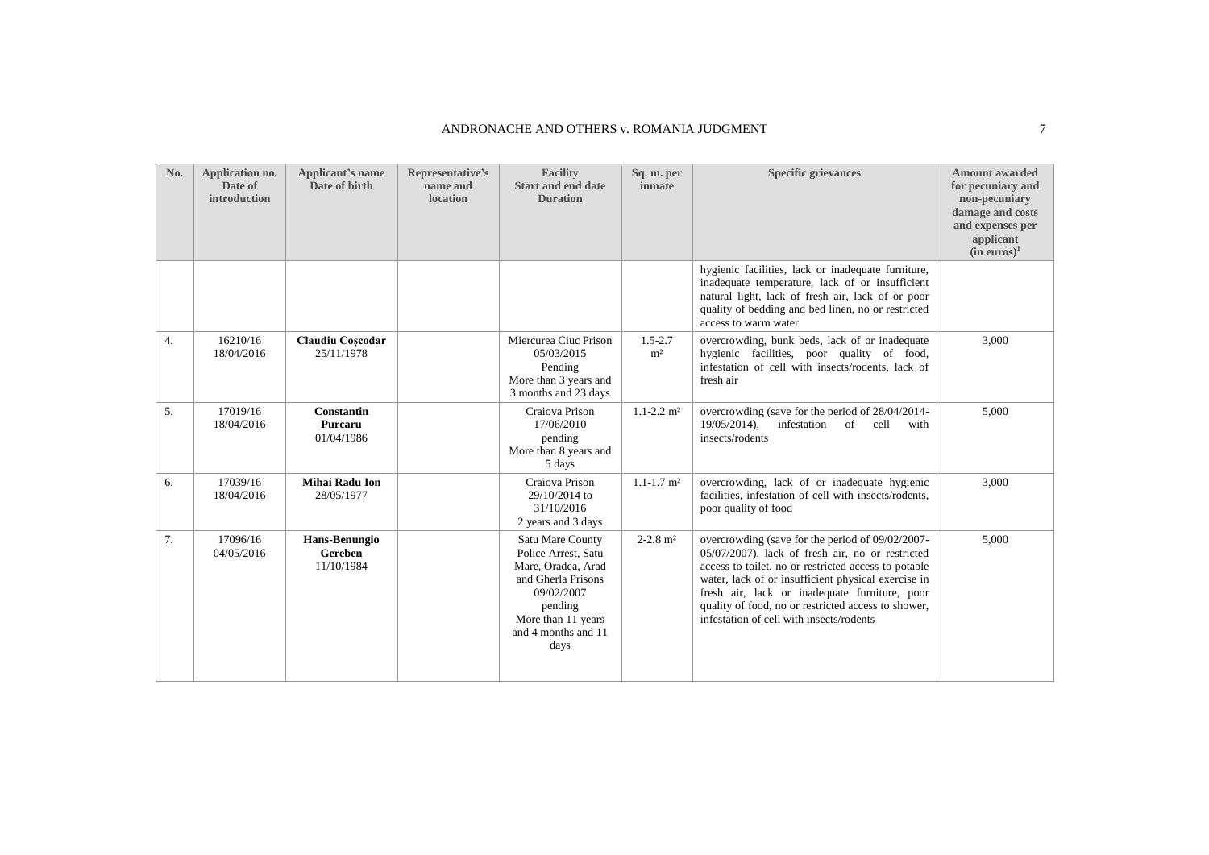| No. | Application no. Date of introduction | Applicant's name Date of birth | Representative's name and location | Facility Start and end date Duration | Sq. m. per inmate | Specific grievances | Amount awarded for pecuniary and non-pecuniary damage and costs and expenses per applicant (in euros)[1] |
|---|---|---|---|---|---|---|---|
| | | | | | | hygienic facilities, lack or inadequate furniture, inadequate temperature, lack of or insufficient natural light, lack of fresh air, lack of or poor quality of bedding and bed linen, no or restricted access to warm water | |
| 4. | 16210/16 18/04/2016 | **Claudiu Coşcodar** 25/11/1978 | | Miercurea Ciuc Prison 05/03/2015 Pending More than 3 years and 3 months and 23 days | 1.5-2.7 m² | overcrowding, bunk beds, lack of or inadequate hygienic facilities, poor quality of food, infestation of cell with insects/rodents, lack of fresh air | 3,000 |
| 5. | 17019/16 18/04/2016 | **Constantin Purcaru** 01/04/1986 | | Craiova Prison 17/06/2010 pending More than 8 years and 5 days | 1.1-2.2 m² | overcrowding (save for the period of 28/04/2014-19/05/2014), infestation of cell with insects/rodents | 5,000 |
| 6. | 17039/16 18/04/2016 | **Mihai Radu Ion** 28/05/1977 | | Craiova Prison 29/10/2014 to 31/10/2016 2 years and 3 days | 1.1-1.7 m² | overcrowding, lack of or inadequate hygienic facilities, infestation of cell with insects/rodents, poor quality of food | 3,000 |
| 7. | 17096/16 04/05/2016 | **Hans-Benungio Gereben** 11/10/1984 | | Satu Mare County Police Arrest, Satu Mare, Oradea, Arad and Gherla Prisons 09/02/2007 pending More than 11 years and 4 months and 11 days | 2-2.8 m² | overcrowding (save for the period of 09/02/2007-05/07/2007), lack of fresh air, no or restricted access to toilet, no or restricted access to potable water, lack of or insufficient physical exercise in fresh air, lack or inadequate furniture, poor quality of food, no or restricted access to shower, infestation of cell with insects/rodents | 5,000 |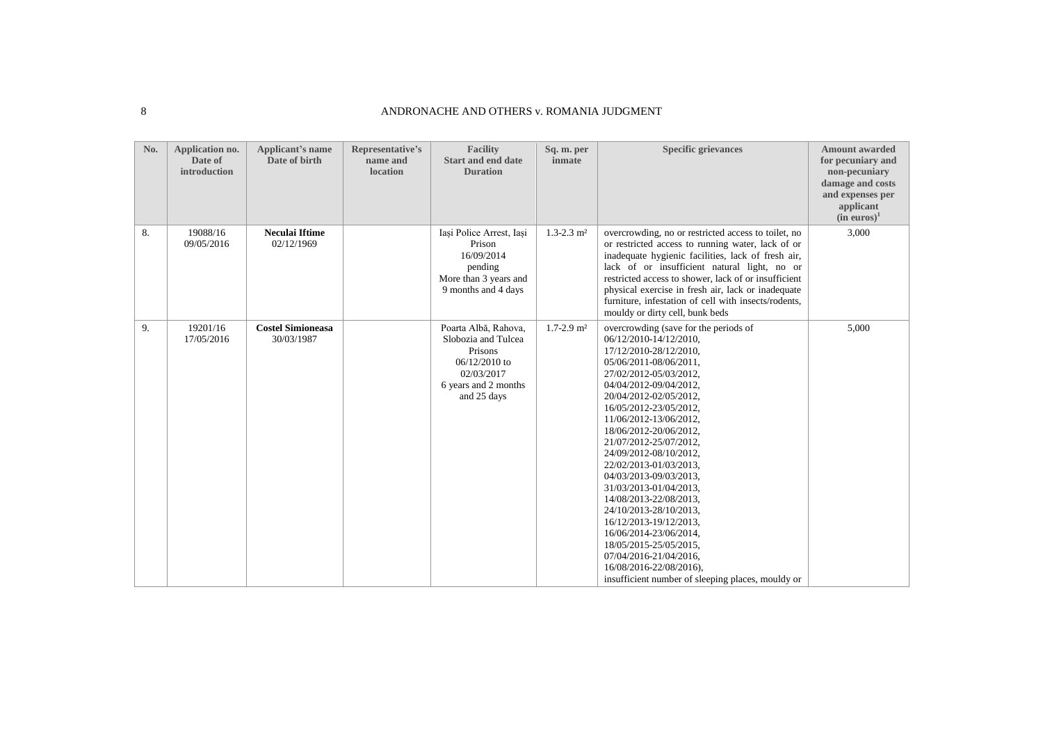| No. | Application no. Date of introduction | Applicant's name Date of birth | Representative's name and location | Facility Start and end date Duration | Sq. m. per inmate | Specific grievances | Amount awarded for pecuniary and non-pecuniary damage and costs and expenses per applicant (in euros)[1] |
|---|---|---|---|---|---|---|---|
| 8. | 19088/16 09/05/2016 | **Neculai Iftime** 02/12/1969 | | Iași Police Arrest, Iași Prison 16/09/2014 pending More than 3 years and 9 months and 4 days | 1.3-2.3 m² | overcrowding, no or restricted access to toilet, no or restricted access to running water, lack of or inadequate hygienic facilities, lack of fresh air, lack of or insufficient natural light, no or restricted access to shower, lack of or insufficient physical exercise in fresh air, lack or inadequate furniture, infestation of cell with insects/rodents, mouldy or dirty cell, bunk beds | 3,000 |
| 9. | 19201/16 17/05/2016 | **Costel Simioneasa** 30/03/1987 | | Poarta Albă, Rahova, Slobozia and Tulcea Prisons 06/12/2010 to 02/03/2017 6 years and 2 months and 25 days | 1.7-2.9 m² | overcrowding (save for the periods of 06/12/2010-14/12/2010, 17/12/2010-28/12/2010, 05/06/2011-08/06/2011, 27/02/2012-05/03/2012, 04/04/2012-09/04/2012, 20/04/2012-02/05/2012, 16/05/2012-23/05/2012, 11/06/2012-13/06/2012, 18/06/2012-20/06/2012, 21/07/2012-25/07/2012, 24/09/2012-08/10/2012, 22/02/2013-01/03/2013, 04/03/2013-09/03/2013, 31/03/2013-01/04/2013, 14/08/2013-22/08/2013, 24/10/2013-28/10/2013, 16/12/2013-19/12/2013, 16/06/2014-23/06/2014, 18/05/2015-25/05/2015, 07/04/2016-21/04/2016, 16/08/2016-22/08/2016), insufficient number of sleeping places, mouldy or | 5,000 |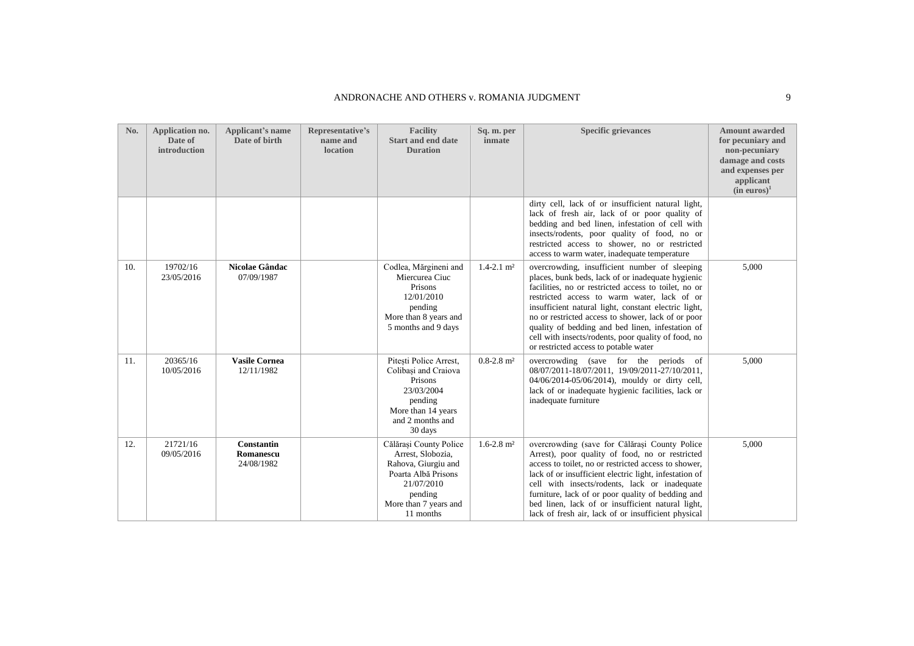| No. | Application no. Date of introduction | Applicant's name Date of birth | Representative's name and location | Facility Start and end date Duration | Sq. m. per inmate | Specific grievances | Amount awarded for pecuniary and non-pecuniary damage and costs and expenses per applicant (in euros)[1] |
|---|---|---|---|---|---|---|---|
| | | | | | | dirty cell, lack of or insufficient natural light, lack of fresh air, lack of or poor quality of bedding and bed linen, infestation of cell with insects/rodents, poor quality of food, no or restricted access to shower, no or restricted access to warm water, inadequate temperature | |
| 10. | 19702/16 23/05/2016 | **Nicolae Gândac** 07/09/1987 | | Codlea, Mărgineni and Miercurea Ciuc Prisons 12/01/2010 pending More than 8 years and 5 months and 9 days | 1.4-2.1 m² | overcrowding, insufficient number of sleeping places, bunk beds, lack of or inadequate hygienic facilities, no or restricted access to toilet, no or restricted access to warm water, lack of or insufficient natural light, constant electric light, no or restricted access to shower, lack of or poor quality of bedding and bed linen, infestation of cell with insects/rodents, poor quality of food, no or restricted access to potable water | 5,000 |
| 11. | 20365/16 10/05/2016 | **Vasile Cornea** 12/11/1982 | | Pitești Police Arrest, Colibași and Craiova Prisons 23/03/2004 pending More than 14 years and 2 months and 30 days | 0.8-2.8 m² | overcrowding (save for the periods of 08/07/2011-18/07/2011, 19/09/2011-27/10/2011, 04/06/2014-05/06/2014), mouldy or dirty cell, lack of or inadequate hygienic facilities, lack or inadequate furniture | 5,000 |
| 12. | 21721/16 09/05/2016 | **Constantin Romanescu** 24/08/1982 | | Călărași County Police Arrest, Slobozia, Rahova, Giurgiu and Poarta Albă Prisons 21/07/2010 pending More than 7 years and 11 months | 1.6-2.8 m² | overcrowding (save for Călărași County Police Arrest), poor quality of food, no or restricted access to toilet, no or restricted access to shower, lack of or insufficient electric light, infestation of cell with insects/rodents, lack or inadequate furniture, lack of or poor quality of bedding and bed linen, lack of or insufficient natural light, lack of fresh air, lack of or insufficient physical | 5,000 |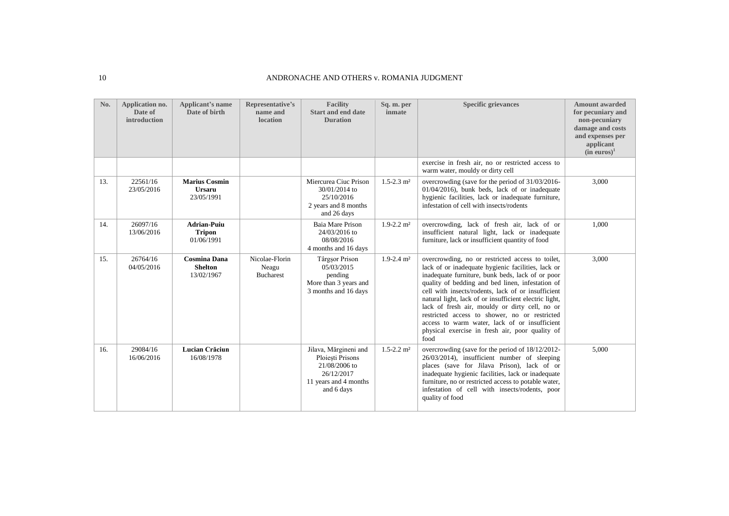| No. | Application no. Date of introduction | Applicant's name Date of birth | Representative's name and location | Facility Start and end date Duration | Sq. m. per inmate | Specific grievances | Amount awarded for pecuniary and non-pecuniary damage and costs and expenses per applicant (in euros)[1] |
|---|---|---|---|---|---|---|---|
| | | | | | | exercise in fresh air, no or restricted access to warm water, mouldy or dirty cell | |
| 13. | 22561/16 23/05/2016 | **Marius Cosmin Ursaru** 23/05/1991 | | Miercurea Ciuc Prison 30/01/2014 to 25/10/2016 2 years and 8 months and 26 days | 1.5-2.3 m² | overcrowding (save for the period of 31/03/2016-01/04/2016), bunk beds, lack of or inadequate hygienic facilities, lack or inadequate furniture, infestation of cell with insects/rodents | 3,000 |
| 14. | 26097/16 13/06/2016 | **Adrian-Puiu Tripon** 01/06/1991 | | Baia Mare Prison 24/03/2016 to 08/08/2016 4 months and 16 days | 1.9-2.2 m² | overcrowding, lack of fresh air, lack of or insufficient natural light, lack or inadequate furniture, lack or insufficient quantity of food | 1,000 |
| 15. | 26764/16 04/05/2016 | **Cosmina Dana Shelton** 13/02/1967 | Nicolae-Florin Neagu Bucharest | Târgşor Prison 05/03/2015 pending More than 3 years and 3 months and 16 days | 1.9-2.4 m² | overcrowding, no or restricted access to toilet, lack of or inadequate hygienic facilities, lack or inadequate furniture, bunk beds, lack of or poor quality of bedding and bed linen, infestation of cell with insects/rodents, lack of or insufficient natural light, lack of or insufficient electric light, lack of fresh air, mouldy or dirty cell, no or restricted access to shower, no or restricted access to warm water, lack of or insufficient physical exercise in fresh air, poor quality of food | 3,000 |
| 16. | 29084/16 16/06/2016 | **Lucian Crăciun** 16/08/1978 | | Jilava, Mărgineni and Ploieşti Prisons 21/08/2006 to 26/12/2017 11 years and 4 months and 6 days | 1.5-2.2 m² | overcrowding (save for the period of 18/12/2012-26/03/2014), insufficient number of sleeping places (save for Jilava Prison), lack of or inadequate hygienic facilities, lack or inadequate furniture, no or restricted access to potable water, infestation of cell with insects/rodents, poor quality of food | 5,000 |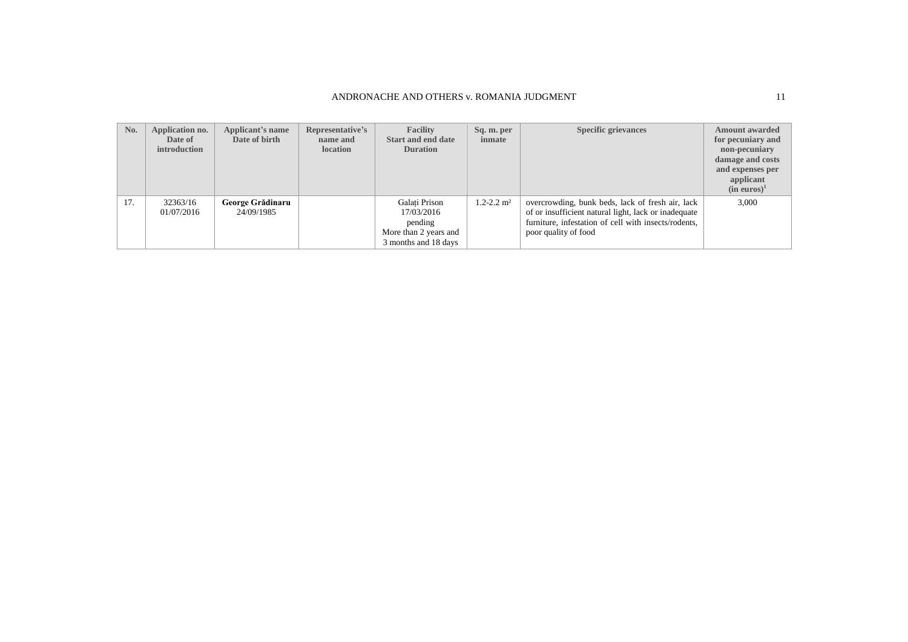| No. | Application no. Date of introduction | Applicant's name Date of birth | Representative's name and location | Facility Start and end date Duration | Sq. m. per inmate | Specific grievances | Amount awarded for pecuniary and non-pecuniary damage and costs and expenses per applicant (in euros)[1] |
|---|---|---|---|---|---|---|---|
| 17. | 32363/16 01/07/2016 | **George Grădinaru** 24/09/1985 | | Galați Prison 17/03/2016 pending More than 2 years and 3 months and 18 days | 1.2-2.2 m² | overcrowding, bunk beds, lack of fresh air, lack of or insufficient natural light, lack or inadequate furniture, infestation of cell with insects/rodents, poor quality of food | 3,000 |